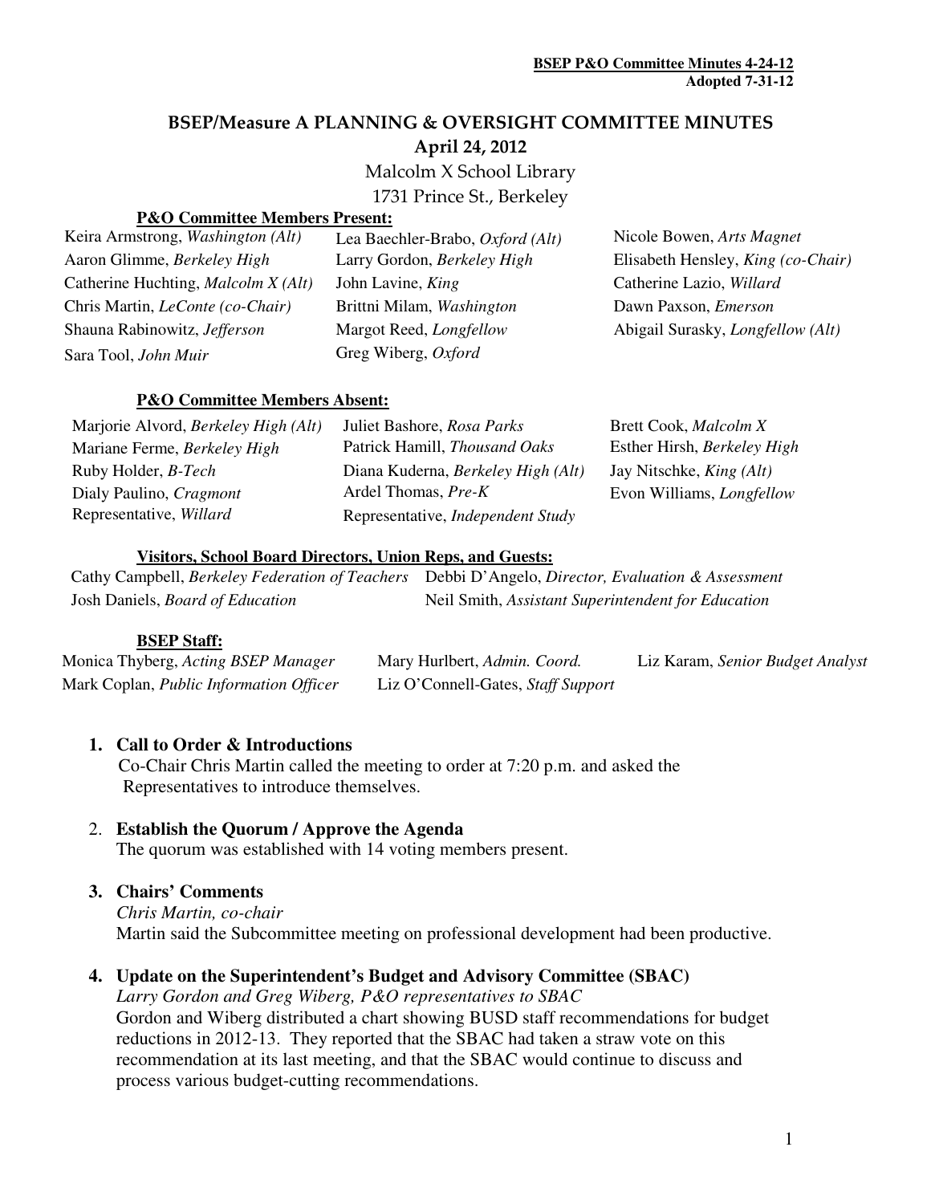**BSEP P&O Committee Minutes 4-24-12**
**Adopted 7-31-12**

# BSEP/Measure A PLANNING & OVERSIGHT COMMITTEE MINUTES

## April 24, 2012

Malcolm X School Library
1731 Prince St., Berkeley

### P&O Committee Members Present:

| | | |
|---|---|---|
| Keira Armstrong, *Washington (Alt)* | Lea Baechler-Brabo, *Oxford (Alt)* | Nicole Bowen, *Arts Magnet* |
| Aaron Glimme, *Berkeley High* | Larry Gordon, *Berkeley High* | Elisabeth Hensley, *King (co-Chair)* |
| Catherine Huchting, *Malcolm X (Alt)* | John Lavine, *King* | Catherine Lazio, *Willard* |
| Chris Martin, *LeConte (co-Chair)* | Brittni Milam, *Washington* | Dawn Paxson, *Emerson* |
| Shauna Rabinowitz, *Jefferson* | Margot Reed, *Longfellow* | Abigail Surasky, *Longfellow (Alt)* |
| Sara Tool, *John Muir* | Greg Wiberg, *Oxford* | |

### P&O Committee Members Absent:

| | | |
|---|---|---|
| Marjorie Alvord, *Berkeley High (Alt)* | Juliet Bashore, *Rosa Parks* | Brett Cook, *Malcolm X* |
| Mariane Ferme, *Berkeley High* | Patrick Hamill, *Thousand Oaks* | Esther Hirsh, *Berkeley High* |
| Ruby Holder, *B-Tech* | Diana Kuderna, *Berkeley High (Alt)* | Jay Nitschke, *King (Alt)* |
| Dialy Paulino, *Cragmont* | Ardel Thomas, *Pre-K* | Evon Williams, *Longfellow* |
| Representative, *Willard* | Representative, *Independent Study* | |

### Visitors, School Board Directors, Union Reps, and Guests:

| | |
|---|---|
| Cathy Campbell, *Berkeley Federation of Teachers* | Debbi D'Angelo, *Director, Evaluation & Assessment* |
| Josh Daniels, *Board of Education* | Neil Smith, *Assistant Superintendent for Education* |

### BSEP Staff:

| | | |
|---|---|---|
| Monica Thyberg, *Acting BSEP Manager* | Mary Hurlbert, *Admin. Coord.* | Liz Karam, *Senior Budget Analyst* |
| Mark Coplan, *Public Information Officer* | Liz O'Connell-Gates, *Staff Support* | |

1. **Call to Order & Introductions**
   Co-Chair Chris Martin called the meeting to order at 7:20 p.m. and asked the Representatives to introduce themselves.

2. **Establish the Quorum / Approve the Agenda**
   The quorum was established with 14 voting members present.

3. **Chairs' Comments**
   *Chris Martin, co-chair*
   Martin said the Subcommittee meeting on professional development had been productive.

4. **Update on the Superintendent's Budget and Advisory Committee (SBAC)**
   *Larry Gordon and Greg Wiberg, P&O representatives to SBAC*
   Gordon and Wiberg distributed a chart showing BUSD staff recommendations for budget reductions in 2012-13. They reported that the SBAC had taken a straw vote on this recommendation at its last meeting, and that the SBAC would continue to discuss and process various budget-cutting recommendations.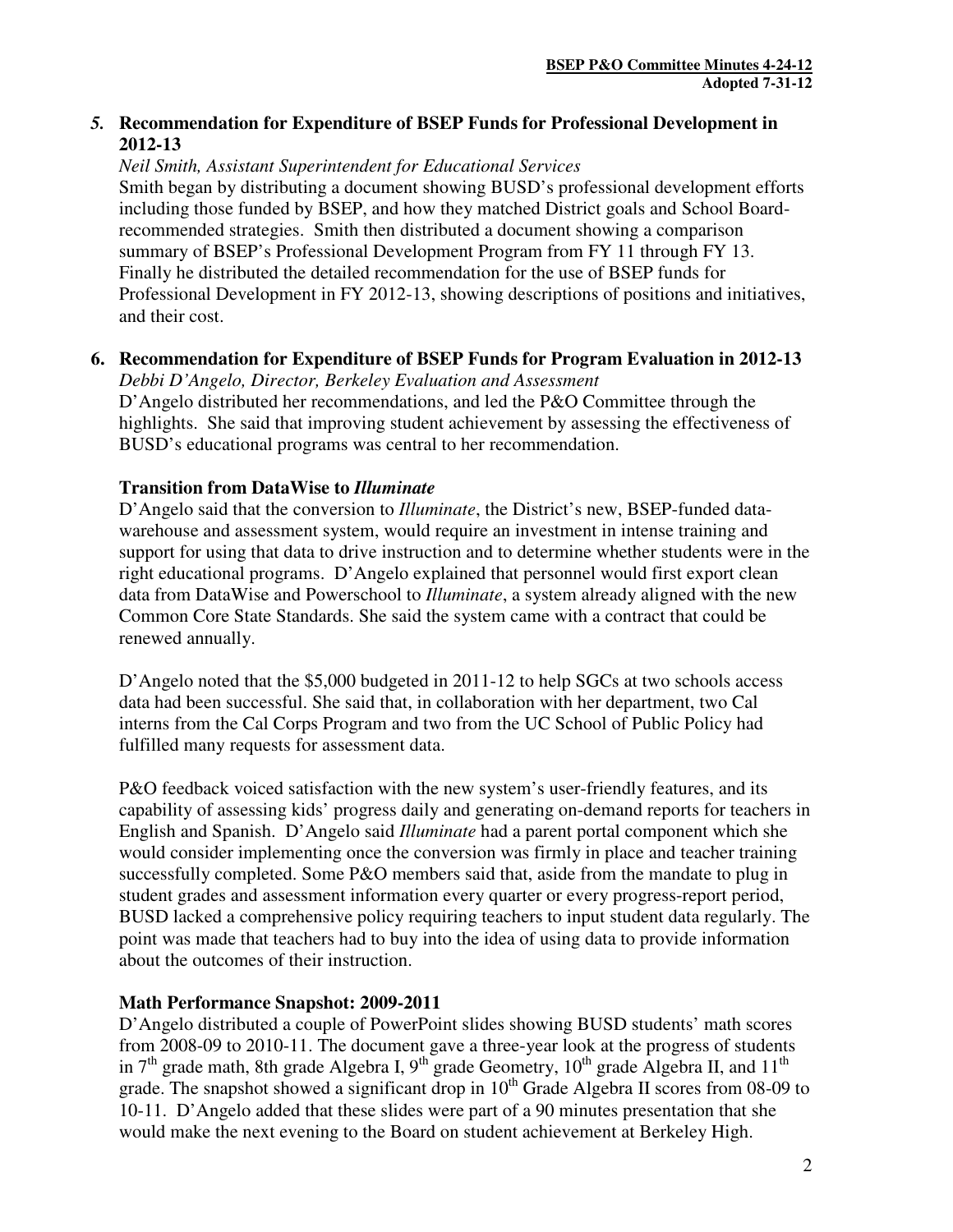## *5.* Recommendation for Expenditure of BSEP Funds for Professional Development in 2012-13

*Neil Smith, Assistant Superintendent for Educational Services*

Smith began by distributing a document showing BUSD's professional development efforts including those funded by BSEP, and how they matched District goals and School Board-recommended strategies. Smith then distributed a document showing a comparison summary of BSEP's Professional Development Program from FY 11 through FY 13. Finally he distributed the detailed recommendation for the use of BSEP funds for Professional Development in FY 2012-13, showing descriptions of positions and initiatives, and their cost.

## 6. Recommendation for Expenditure of BSEP Funds for Program Evaluation in 2012-13

*Debbi D'Angelo, Director, Berkeley Evaluation and Assessment*

D'Angelo distributed her recommendations, and led the P&O Committee through the highlights. She said that improving student achievement by assessing the effectiveness of BUSD's educational programs was central to her recommendation.

### Transition from DataWise to *Illuminate*

D'Angelo said that the conversion to *Illuminate*, the District's new, BSEP-funded data-warehouse and assessment system, would require an investment in intense training and support for using that data to drive instruction and to determine whether students were in the right educational programs. D'Angelo explained that personnel would first export clean data from DataWise and Powerschool to *Illuminate*, a system already aligned with the new Common Core State Standards. She said the system came with a contract that could be renewed annually.

D'Angelo noted that the $5,000 budgeted in 2011-12 to help SGCs at two schools access data had been successful. She said that, in collaboration with her department, two Cal interns from the Cal Corps Program and two from the UC School of Public Policy had fulfilled many requests for assessment data.

P&O feedback voiced satisfaction with the new system's user-friendly features, and its capability of assessing kids' progress daily and generating on-demand reports for teachers in English and Spanish. D'Angelo said *Illuminate* had a parent portal component which she would consider implementing once the conversion was firmly in place and teacher training successfully completed. Some P&O members said that, aside from the mandate to plug in student grades and assessment information every quarter or every progress-report period, BUSD lacked a comprehensive policy requiring teachers to input student data regularly. The point was made that teachers had to buy into the idea of using data to provide information about the outcomes of their instruction.

### Math Performance Snapshot: 2009-2011

D'Angelo distributed a couple of PowerPoint slides showing BUSD students' math scores from 2008-09 to 2010-11. The document gave a three-year look at the progress of students in 7th grade math, 8th grade Algebra I, 9th grade Geometry, 10th grade Algebra II, and 11th grade. The snapshot showed a significant drop in 10th Grade Algebra II scores from 08-09 to 10-11. D'Angelo added that these slides were part of a 90 minutes presentation that she would make the next evening to the Board on student achievement at Berkeley High.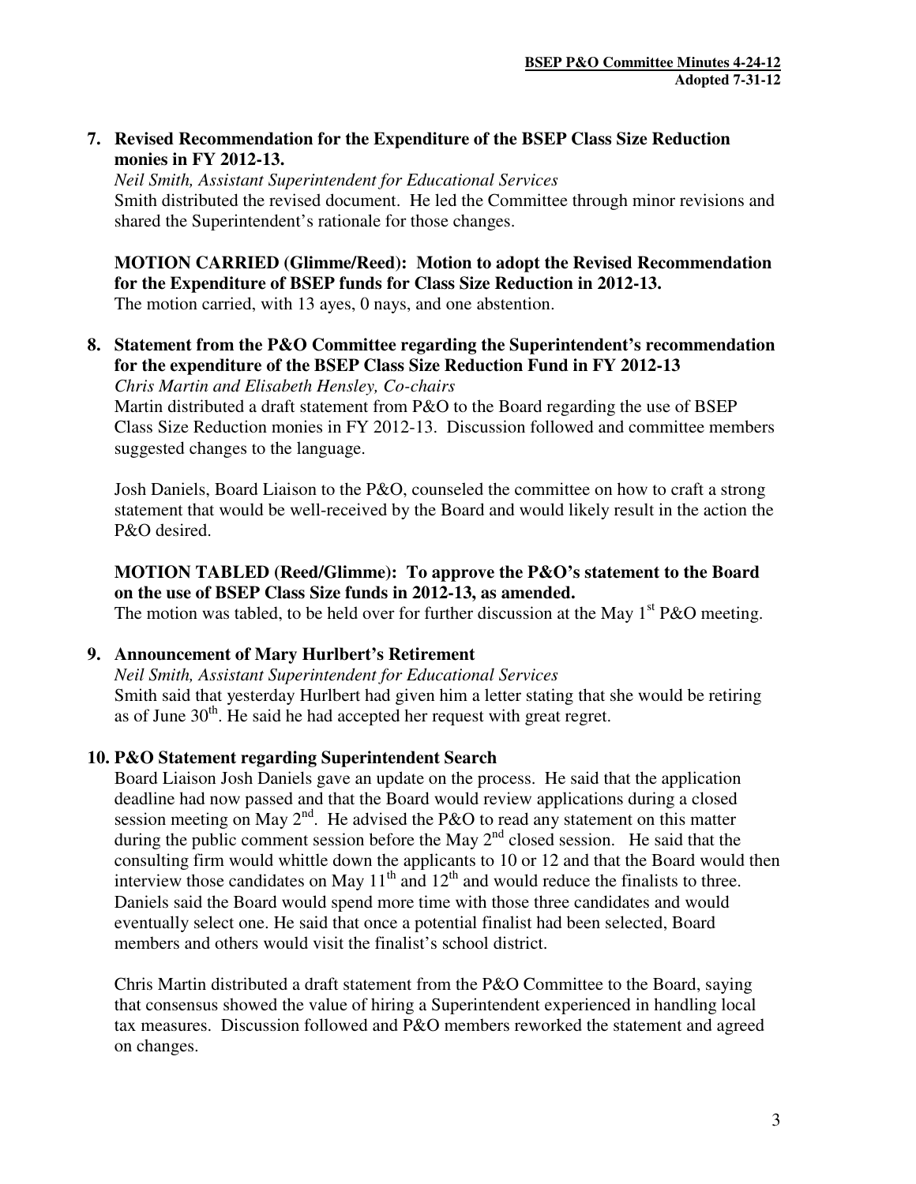**7. Revised Recommendation for the Expenditure of the BSEP Class Size Reduction monies in FY 2012-13.**

*Neil Smith, Assistant Superintendent for Educational Services*

Smith distributed the revised document. He led the Committee through minor revisions and shared the Superintendent's rationale for those changes.

**MOTION CARRIED (Glimme/Reed): Motion to adopt the Revised Recommendation for the Expenditure of BSEP funds for Class Size Reduction in 2012-13.**

The motion carried, with 13 ayes, 0 nays, and one abstention.

**8. Statement from the P&O Committee regarding the Superintendent's recommendation for the expenditure of the BSEP Class Size Reduction Fund in FY 2012-13**

*Chris Martin and Elisabeth Hensley, Co-chairs*

Martin distributed a draft statement from P&O to the Board regarding the use of BSEP Class Size Reduction monies in FY 2012-13. Discussion followed and committee members suggested changes to the language.

Josh Daniels, Board Liaison to the P&O, counseled the committee on how to craft a strong statement that would be well-received by the Board and would likely result in the action the P&O desired.

**MOTION TABLED (Reed/Glimme): To approve the P&O's statement to the Board on the use of BSEP Class Size funds in 2012-13, as amended.**

The motion was tabled, to be held over for further discussion at the May 1st P&O meeting.

**9. Announcement of Mary Hurlbert's Retirement**

*Neil Smith, Assistant Superintendent for Educational Services*

Smith said that yesterday Hurlbert had given him a letter stating that she would be retiring as of June 30th. He said he had accepted her request with great regret.

**10. P&O Statement regarding Superintendent Search**

Board Liaison Josh Daniels gave an update on the process. He said that the application deadline had now passed and that the Board would review applications during a closed session meeting on May 2nd. He advised the P&O to read any statement on this matter during the public comment session before the May 2nd closed session. He said that the consulting firm would whittle down the applicants to 10 or 12 and that the Board would then interview those candidates on May 11th and 12th and would reduce the finalists to three. Daniels said the Board would spend more time with those three candidates and would eventually select one. He said that once a potential finalist had been selected, Board members and others would visit the finalist's school district.

Chris Martin distributed a draft statement from the P&O Committee to the Board, saying that consensus showed the value of hiring a Superintendent experienced in handling local tax measures. Discussion followed and P&O members reworked the statement and agreed on changes.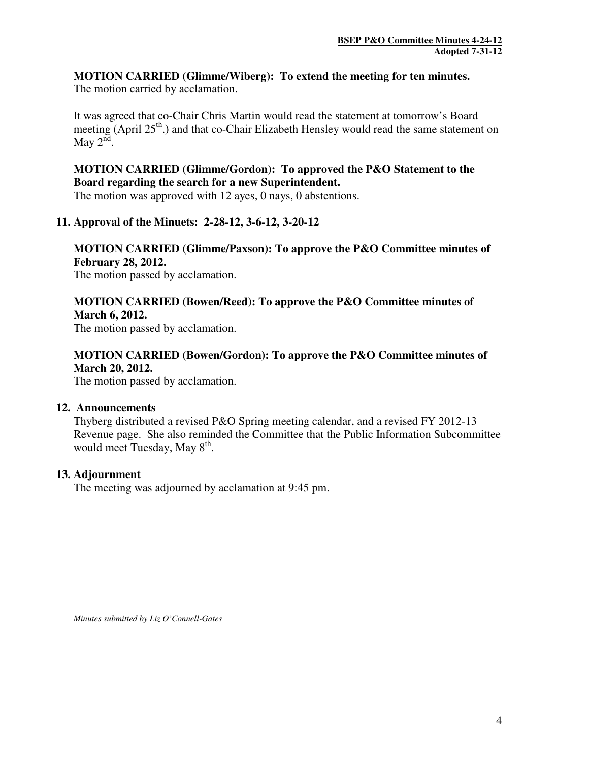**MOTION CARRIED (Glimme/Wiberg): To extend the meeting for ten minutes.**
The motion carried by acclamation.

It was agreed that co-Chair Chris Martin would read the statement at tomorrow's Board meeting (April 25th.) and that co-Chair Elizabeth Hensley would read the same statement on May 2nd.

**MOTION CARRIED (Glimme/Gordon): To approved the P&O Statement to the Board regarding the search for a new Superintendent.**
The motion was approved with 12 ayes, 0 nays, 0 abstentions.

### 11. Approval of the Minuets: 2-28-12, 3-6-12, 3-20-12

**MOTION CARRIED (Glimme/Paxson): To approve the P&O Committee minutes of February 28, 2012.**
The motion passed by acclamation.

**MOTION CARRIED (Bowen/Reed): To approve the P&O Committee minutes of March 6, 2012.**
The motion passed by acclamation.

**MOTION CARRIED (Bowen/Gordon): To approve the P&O Committee minutes of March 20, 2012.**
The motion passed by acclamation.

### 12. Announcements

Thyberg distributed a revised P&O Spring meeting calendar, and a revised FY 2012-13 Revenue page. She also reminded the Committee that the Public Information Subcommittee would meet Tuesday, May 8th.

### 13. Adjournment

The meeting was adjourned by acclamation at 9:45 pm.

*Minutes submitted by Liz O'Connell-Gates*